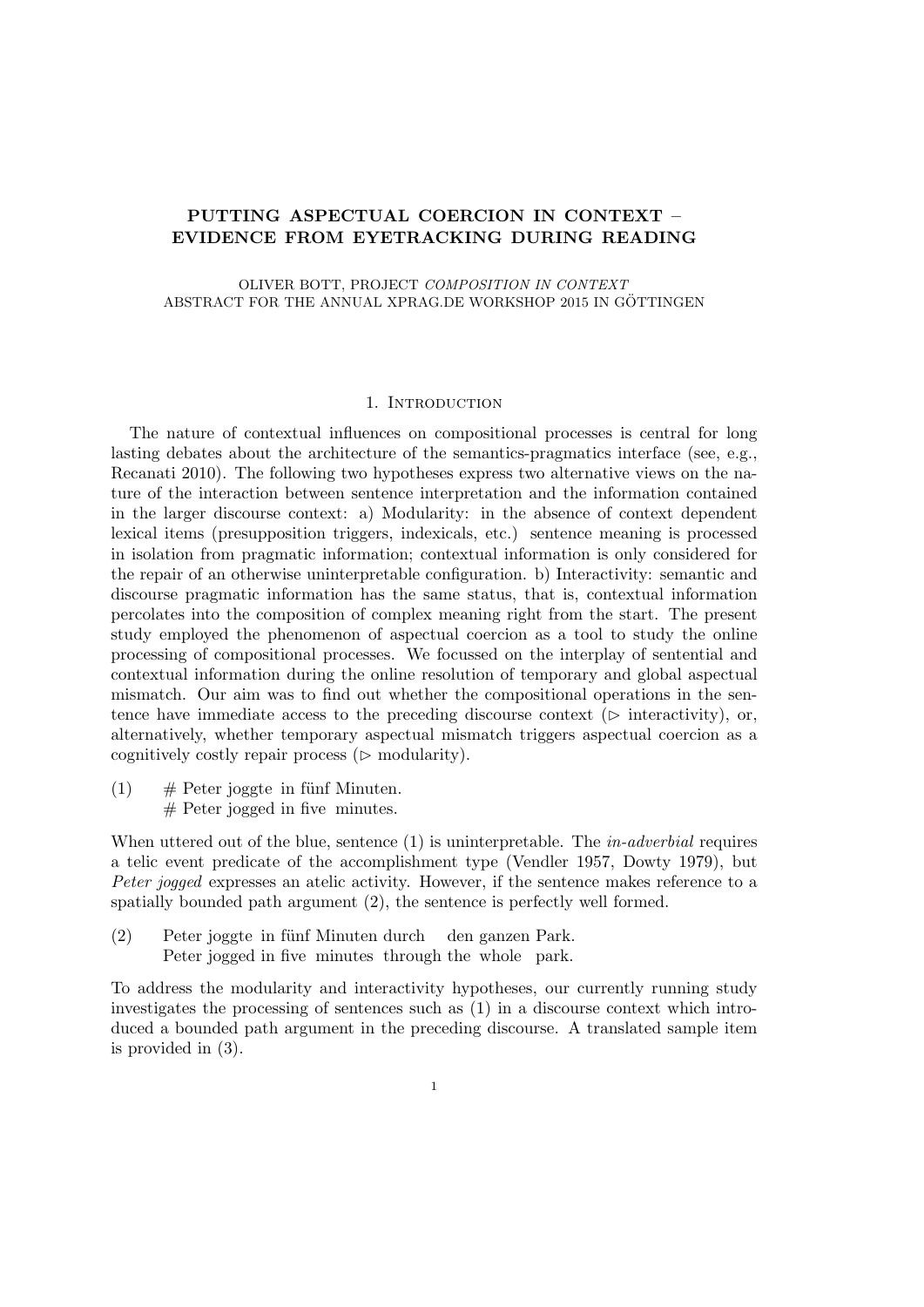# PUTTING ASPECTUAL COERCION IN CONTEXT – EVIDENCE FROM EYETRACKING DURING READING

OLIVER BOTT, PROJECT *COMPOSITION IN CONTEXT*
ABSTRACT FOR THE ANNUAL XPRAG.DE WORKSHOP 2015 IN GÖTTINGEN

## 1. Introduction

The nature of contextual influences on compositional processes is central for long lasting debates about the architecture of the semantics-pragmatics interface (see, e.g., Recanati 2010). The following two hypotheses express two alternative views on the nature of the interaction between sentence interpretation and the information contained in the larger discourse context: a) Modularity: in the absence of context dependent lexical items (presupposition triggers, indexicals, etc.) sentence meaning is processed in isolation from pragmatic information; contextual information is only considered for the repair of an otherwise uninterpretable configuration. b) Interactivity: semantic and discourse pragmatic information has the same status, that is, contextual information percolates into the composition of complex meaning right from the start. The present study employed the phenomenon of aspectual coercion as a tool to study the online processing of compositional processes. We focussed on the interplay of sentential and contextual information during the online resolution of temporary and global aspectual mismatch. Our aim was to find out whether the compositional operations in the sentence have immediate access to the preceding discourse context (▷ interactivity), or, alternatively, whether temporary aspectual mismatch triggers aspectual coercion as a cognitively costly repair process (▷ modularity).

(1) # Peter joggte in fünf Minuten.
    # Peter jogged in five minutes.

When uttered out of the blue, sentence (1) is uninterpretable. The *in-adverbial* requires a telic event predicate of the accomplishment type (Vendler 1957, Dowty 1979), but *Peter jogged* expresses an atelic activity. However, if the sentence makes reference to a spatially bounded path argument (2), the sentence is perfectly well formed.

(2) Peter joggte in fünf Minuten durch den ganzen Park.
    Peter jogged in five minutes through the whole park.

To address the modularity and interactivity hypotheses, our currently running study investigates the processing of sentences such as (1) in a discourse context which introduced a bounded path argument in the preceding discourse. A translated sample item is provided in (3).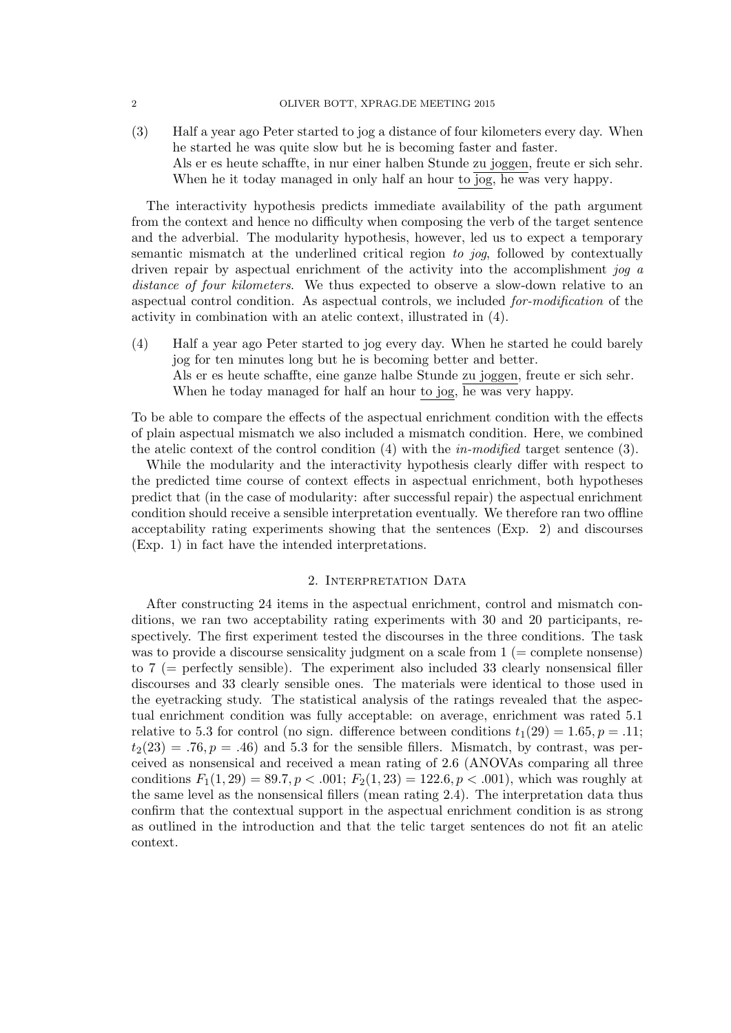(3) Half a year ago Peter started to jog a distance of four kilometers every day. When he started he was quite slow but he is becoming faster and faster.
Als er es heute schaffte, in nur einer halben Stunde <u>zu joggen</u>, freute er sich sehr.
When he it today managed in only half an hour <u>to jog</u>, he was very happy.

The interactivity hypothesis predicts immediate availability of the path argument from the context and hence no difficulty when composing the verb of the target sentence and the adverbial. The modularity hypothesis, however, led us to expect a temporary semantic mismatch at the underlined critical region *to jog*, followed by contextually driven repair by aspectual enrichment of the activity into the accomplishment *jog a distance of four kilometers*. We thus expected to observe a slow-down relative to an aspectual control condition. As aspectual controls, we included *for-modification* of the activity in combination with an atelic context, illustrated in (4).

(4) Half a year ago Peter started to jog every day. When he started he could barely jog for ten minutes long but he is becoming better and better.
Als er es heute schaffte, eine ganze halbe Stunde <u>zu joggen</u>, freute er sich sehr.
When he today managed for half an hour <u>to jog</u>, he was very happy.

To be able to compare the effects of the aspectual enrichment condition with the effects of plain aspectual mismatch we also included a mismatch condition. Here, we combined the atelic context of the control condition (4) with the *in-modified* target sentence (3).

While the modularity and the interactivity hypothesis clearly differ with respect to the predicted time course of context effects in aspectual enrichment, both hypotheses predict that (in the case of modularity: after successful repair) the aspectual enrichment condition should receive a sensible interpretation eventually. We therefore ran two offline acceptability rating experiments showing that the sentences (Exp. 2) and discourses (Exp. 1) in fact have the intended interpretations.

## 2. Interpretation Data

After constructing 24 items in the aspectual enrichment, control and mismatch conditions, we ran two acceptability rating experiments with 30 and 20 participants, respectively. The first experiment tested the discourses in the three conditions. The task was to provide a discourse sensicality judgment on a scale from 1 (= complete nonsense) to 7 (= perfectly sensible). The experiment also included 33 clearly nonsensical filler discourses and 33 clearly sensible ones. The materials were identical to those used in the eyetracking study. The statistical analysis of the ratings revealed that the aspectual enrichment condition was fully acceptable: on average, enrichment was rated 5.1 relative to 5.3 for control (no sign. difference between conditions $t_1(29) = 1.65, p = .11$; $t_2(23) = .76, p = .46$) and 5.3 for the sensible fillers. Mismatch, by contrast, was perceived as nonsensical and received a mean rating of 2.6 (ANOVAs comparing all three conditions $F_1(1, 29) = 89.7, p < .001$; $F_2(1, 23) = 122.6, p < .001$), which was roughly at the same level as the nonsensical fillers (mean rating 2.4). The interpretation data thus confirm that the contextual support in the aspectual enrichment condition is as strong as outlined in the introduction and that the telic target sentences do not fit an atelic context.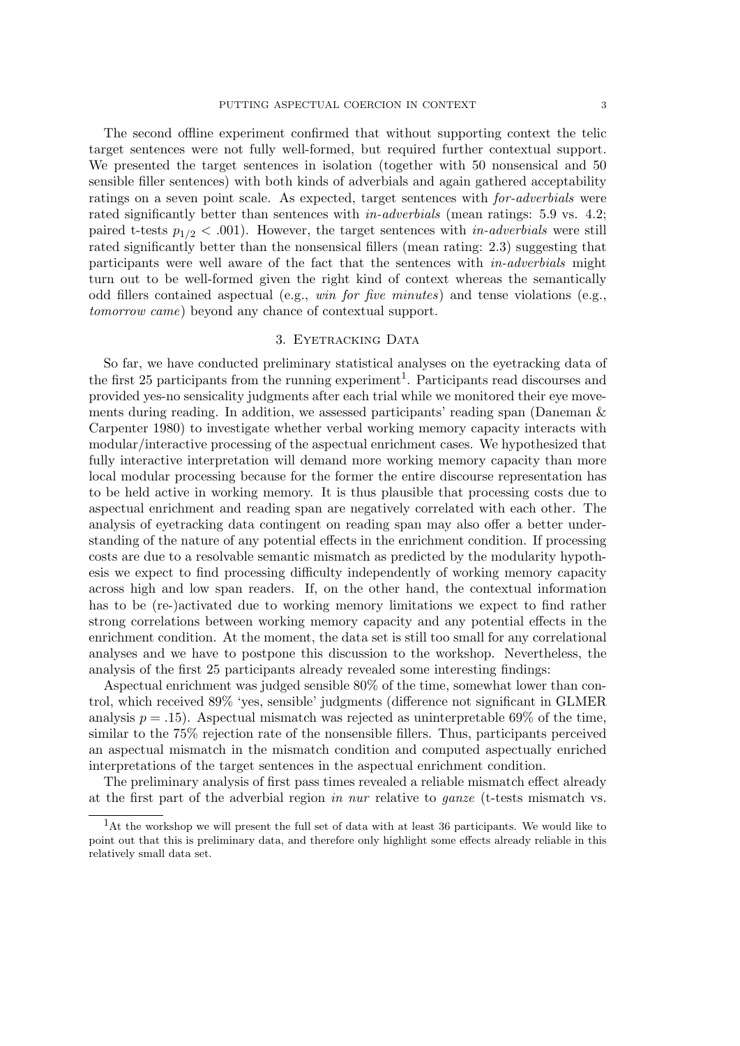The second offline experiment confirmed that without supporting context the telic target sentences were not fully well-formed, but required further contextual support. We presented the target sentences in isolation (together with 50 nonsensical and 50 sensible filler sentences) with both kinds of adverbials and again gathered acceptability ratings on a seven point scale. As expected, target sentences with *for-adverbials* were rated significantly better than sentences with *in-adverbials* (mean ratings: 5.9 vs. 4.2; paired t-tests $p_{1/2} < .001$). However, the target sentences with *in-adverbials* were still rated significantly better than the nonsensical fillers (mean rating: 2.3) suggesting that participants were well aware of the fact that the sentences with *in-adverbials* might turn out to be well-formed given the right kind of context whereas the semantically odd fillers contained aspectual (e.g., *win for five minutes*) and tense violations (e.g., *tomorrow came*) beyond any chance of contextual support.

## 3. Eyetracking Data

So far, we have conducted preliminary statistical analyses on the eyetracking data of the first 25 participants from the running experiment[1]. Participants read discourses and provided yes-no sensicality judgments after each trial while we monitored their eye movements during reading. In addition, we assessed participants' reading span (Daneman & Carpenter 1980) to investigate whether verbal working memory capacity interacts with modular/interactive processing of the aspectual enrichment cases. We hypothesized that fully interactive interpretation will demand more working memory capacity than more local modular processing because for the former the entire discourse representation has to be held active in working memory. It is thus plausible that processing costs due to aspectual enrichment and reading span are negatively correlated with each other. The analysis of eyetracking data contingent on reading span may also offer a better understanding of the nature of any potential effects in the enrichment condition. If processing costs are due to a resolvable semantic mismatch as predicted by the modularity hypothesis we expect to find processing difficulty independently of working memory capacity across high and low span readers. If, on the other hand, the contextual information has to be (re-)activated due to working memory limitations we expect to find rather strong correlations between working memory capacity and any potential effects in the enrichment condition. At the moment, the data set is still too small for any correlational analyses and we have to postpone this discussion to the workshop. Nevertheless, the analysis of the first 25 participants already revealed some interesting findings:

Aspectual enrichment was judged sensible 80% of the time, somewhat lower than control, which received 89% 'yes, sensible' judgments (difference not significant in GLMER analysis $p = .15$). Aspectual mismatch was rejected as uninterpretable 69% of the time, similar to the 75% rejection rate of the nonsensible fillers. Thus, participants perceived an aspectual mismatch in the mismatch condition and computed aspectually enriched interpretations of the target sentences in the aspectual enrichment condition.

The preliminary analysis of first pass times revealed a reliable mismatch effect already at the first part of the adverbial region *in nur* relative to *ganze* (t-tests mismatch vs.

[1] At the workshop we will present the full set of data with at least 36 participants. We would like to point out that this is preliminary data, and therefore only highlight some effects already reliable in this relatively small data set.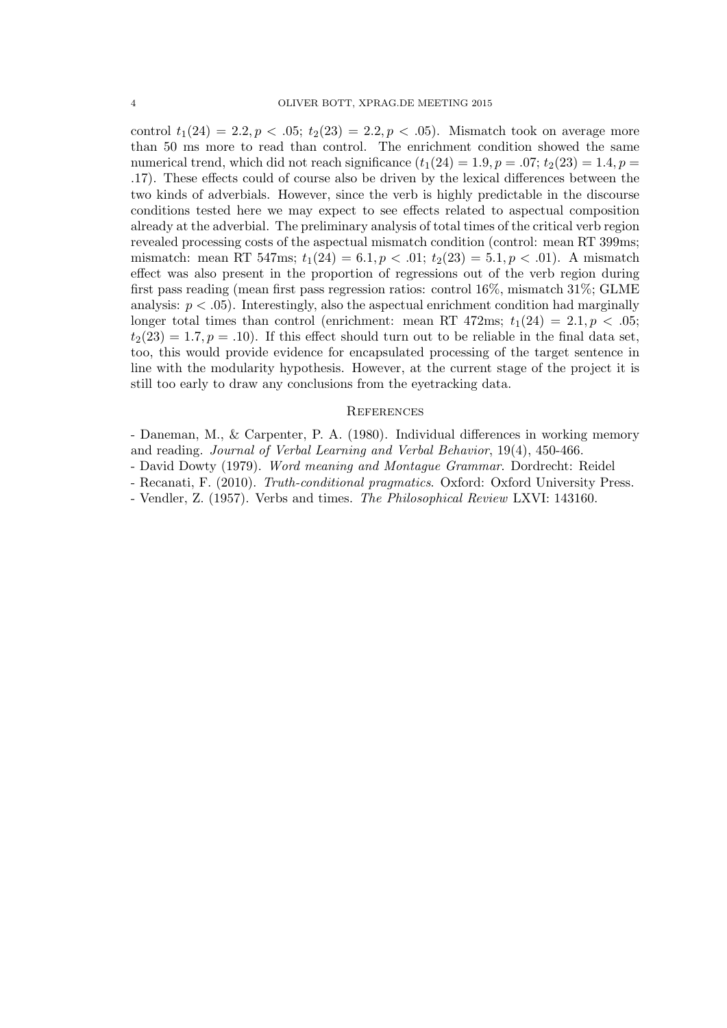control $t_1(24) = 2.2, p < .05$; $t_2(23) = 2.2, p < .05$). Mismatch took on average more than 50 ms more to read than control. The enrichment condition showed the same numerical trend, which did not reach significance ($t_1(24) = 1.9, p = .07$; $t_2(23) = 1.4, p = .17$). These effects could of course also be driven by the lexical differences between the two kinds of adverbials. However, since the verb is highly predictable in the discourse conditions tested here we may expect to see effects related to aspectual composition already at the adverbial. The preliminary analysis of total times of the critical verb region revealed processing costs of the aspectual mismatch condition (control: mean RT 399ms; mismatch: mean RT 547ms; $t_1(24) = 6.1, p < .01$; $t_2(23) = 5.1, p < .01$). A mismatch effect was also present in the proportion of regressions out of the verb region during first pass reading (mean first pass regression ratios: control 16%, mismatch 31%; GLME analysis: $p < .05$). Interestingly, also the aspectual enrichment condition had marginally longer total times than control (enrichment: mean RT 472ms; $t_1(24) = 2.1, p < .05$; $t_2(23) = 1.7, p = .10$). If this effect should turn out to be reliable in the final data set, too, this would provide evidence for encapsulated processing of the target sentence in line with the modularity hypothesis. However, at the current stage of the project it is still too early to draw any conclusions from the eyetracking data.

## References

- Daneman, M., & Carpenter, P. A. (1980). Individual differences in working memory and reading. *Journal of Verbal Learning and Verbal Behavior*, 19(4), 450-466.
- David Dowty (1979). *Word meaning and Montague Grammar*. Dordrecht: Reidel
- Recanati, F. (2010). *Truth-conditional pragmatics*. Oxford: Oxford University Press.
- Vendler, Z. (1957). Verbs and times. *The Philosophical Review* LXVI: 143160.